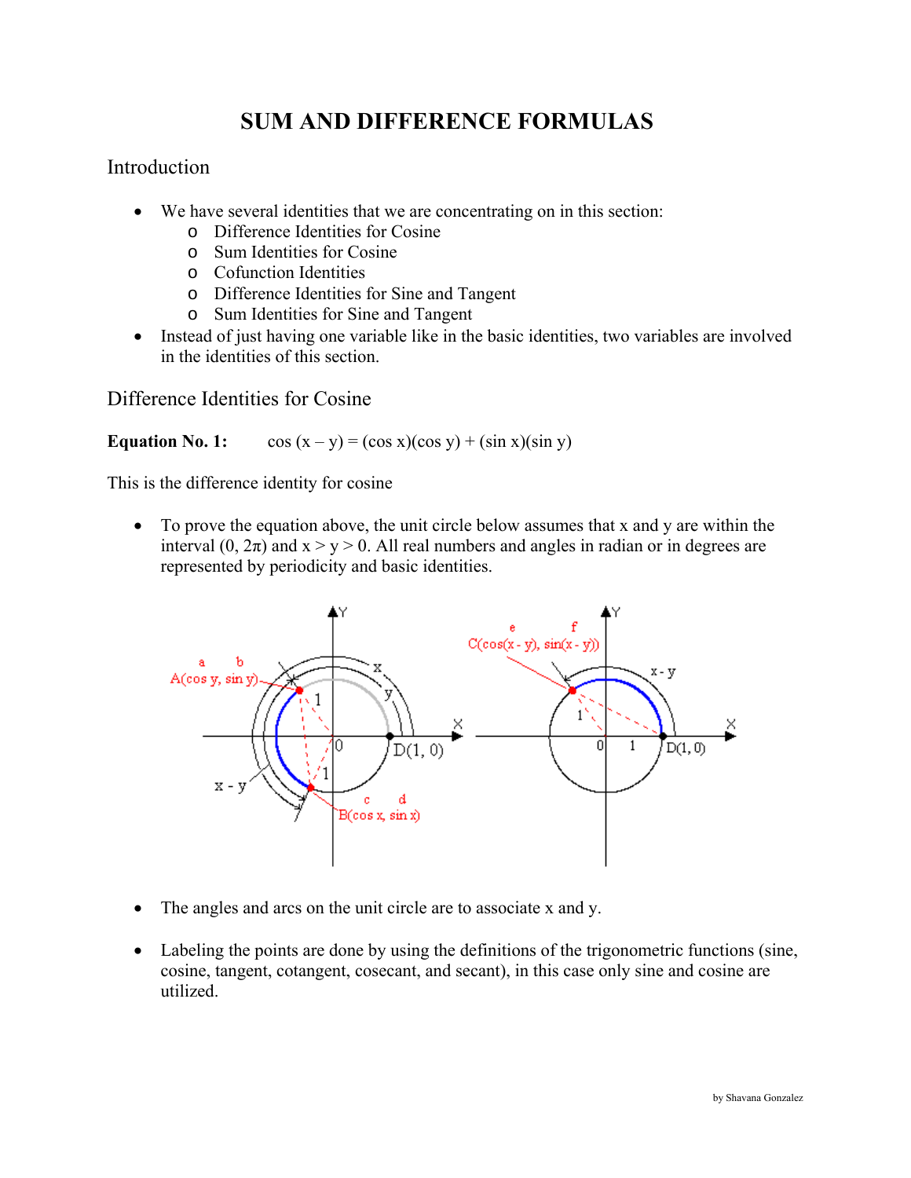# SUM AND DIFFERENCE FORMULAS

## Introduction

- We have several identities that we are concentrating on in this section:
  - Difference Identities for Cosine
  - Sum Identities for Cosine
  - Cofunction Identities
  - Difference Identities for Sine and Tangent
  - Sum Identities for Sine and Tangent
- Instead of just having one variable like in the basic identities, two variables are involved in the identities of this section.

## Difference Identities for Cosine

**Equation No. 1:** $\cos(x - y) = (\cos x)(\cos y) + (\sin x)(\sin y)$

This is the difference identity for cosine

- To prove the equation above, the unit circle below assumes that x and y are within the interval $(0, 2\pi)$ and $x > y > 0$. All real numbers and angles in radian or in degrees are represented by periodicity and basic identities.

- The angles and arcs on the unit circle are to associate x and y.

- Labeling the points are done by using the definitions of the trigonometric functions (sine, cosine, tangent, cotangent, cosecant, and secant), in this case only sine and cosine are utilized.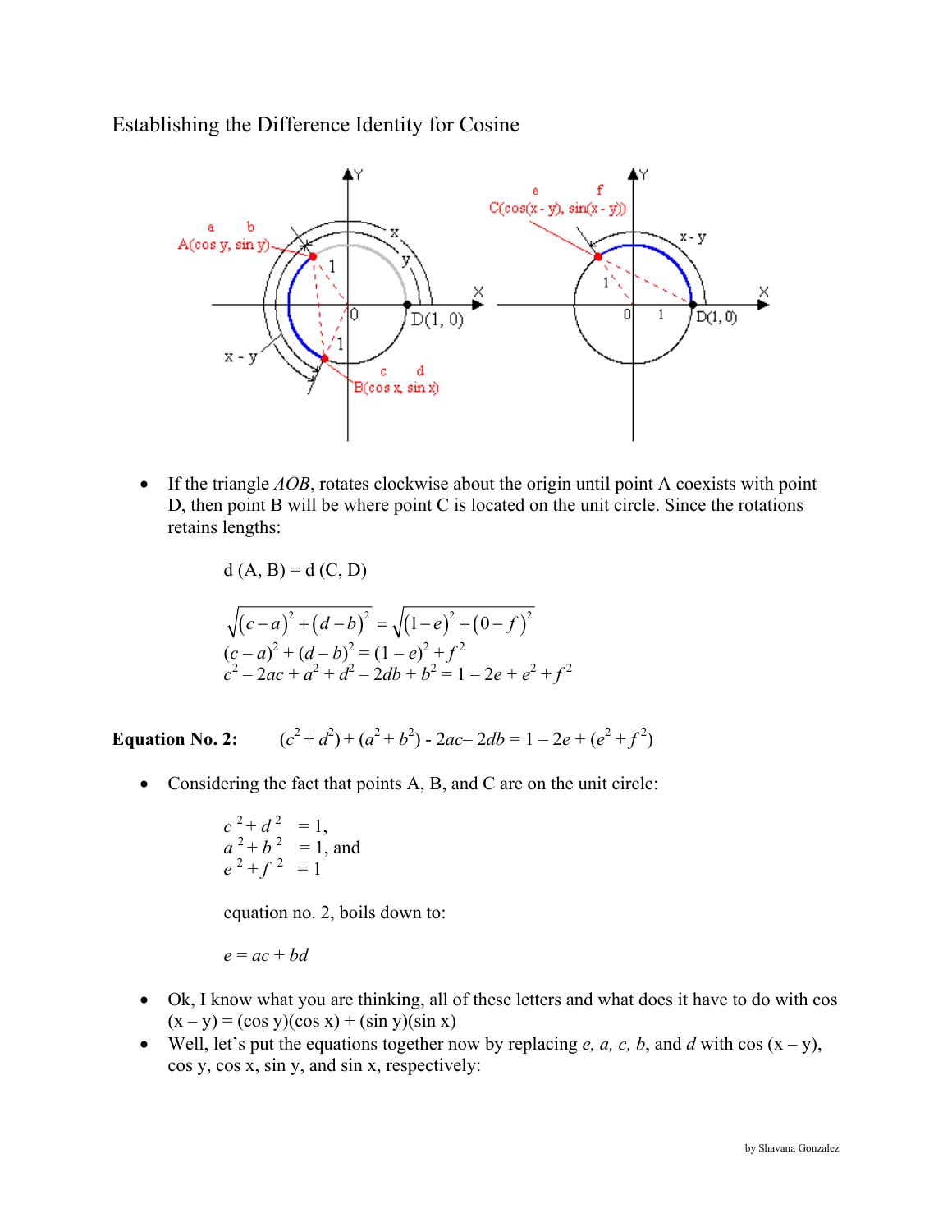# Establishing the Difference Identity for Cosine

- If the triangle *AOB*, rotates clockwise about the origin until point A coexists with point D, then point B will be where point C is located on the unit circle. Since the rotations retains lengths:

  d (A, B) = d (C, D)

  $$\sqrt{(c-a)^2+(d-b)^2} = \sqrt{(1-e)^2+(0-f)^2}$$
  $$(c-a)^2+(d-b)^2 = (1-e)^2 + f^2$$
  $$c^2 - 2ac + a^2 + d^2 - 2db + b^2 = 1 - 2e + e^2 + f^2$$

**Equation No. 2:** $(c^2 + d^2) + (a^2 + b^2) - 2ac - 2db = 1 - 2e + (e^2 + f^2)$

- Considering the fact that points A, B, and C are on the unit circle:

  $c^2 + d^2 = 1$,
  $a^2 + b^2 = 1$, and
  $e^2 + f^2 = 1$

  equation no. 2, boils down to:

  $e = ac + bd$

- Ok, I know what you are thinking, all of these letters and what does it have to do with cos (x – y) = (cos y)(cos x) + (sin y)(sin x)
- Well, let's put the equations together now by replacing *e, a, c, b*, and *d* with cos (x – y), cos y, cos x, sin y, and sin x, respectively:

by Shavana Gonzalez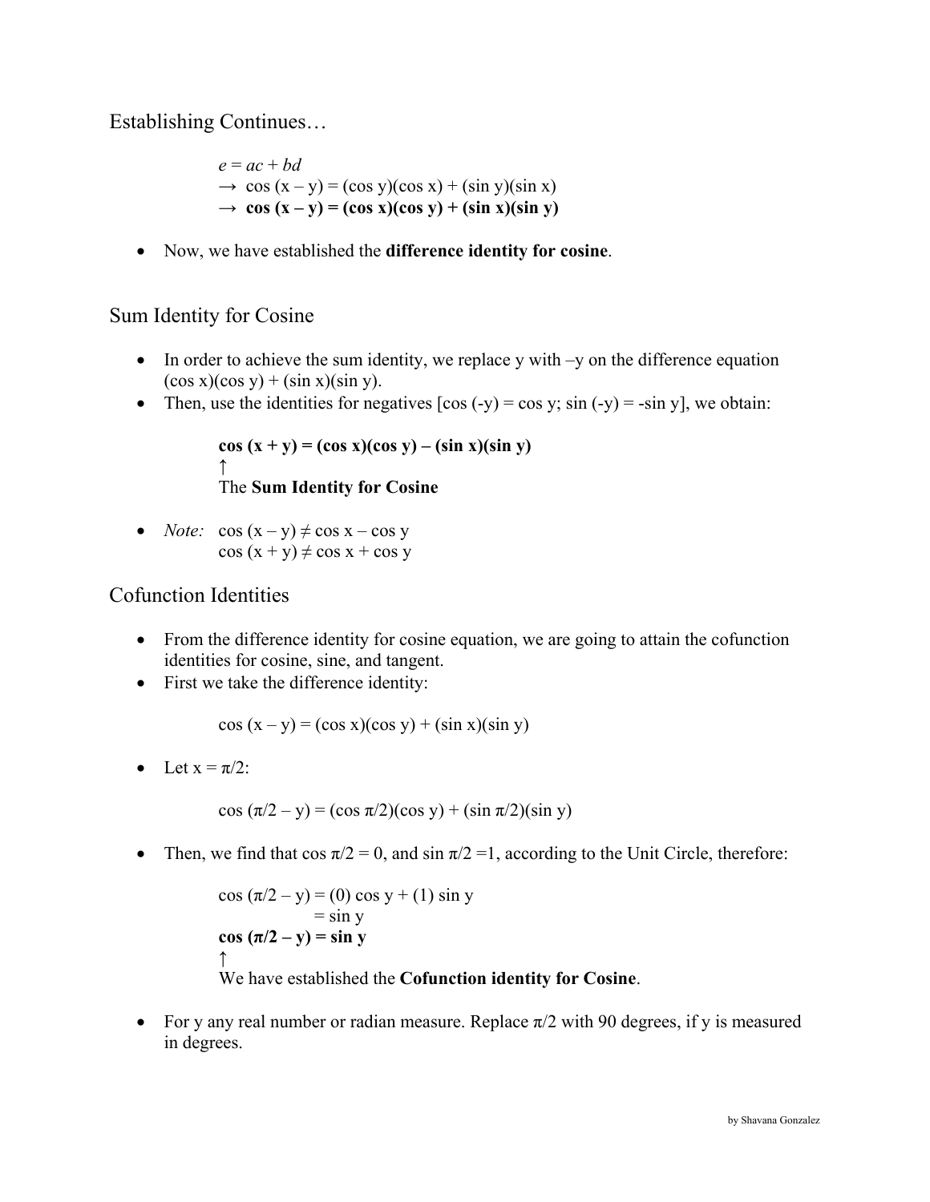## Establishing Continues…

$e = ac + bd$

$\rightarrow \cos(x - y) = (\cos y)(\cos x) + (\sin y)(\sin x)$

$\rightarrow$ $\mathbf{\cos(x - y) = (\cos x)(\cos y) + (\sin x)(\sin y)}$

- Now, we have established the **difference identity for cosine**.

## Sum Identity for Cosine

- In order to achieve the sum identity, we replace y with –y on the difference equation $(\cos x)(\cos y) + (\sin x)(\sin y)$.
- Then, use the identities for negatives [$\cos(-y) = \cos y$; $\sin(-y) = -\sin y$], we obtain:

$$\mathbf{\cos(x + y) = (\cos x)(\cos y) - (\sin x)(\sin y)}$$

↑

The **Sum Identity for Cosine**

- *Note:* $\cos(x - y) \neq \cos x - \cos y$
  $\cos(x + y) \neq \cos x + \cos y$

## Cofunction Identities

- From the difference identity for cosine equation, we are going to attain the cofunction identities for cosine, sine, and tangent.
- First we take the difference identity:

$$\cos(x - y) = (\cos x)(\cos y) + (\sin x)(\sin y)$$

- Let $x = \pi/2$:

$$\cos(\pi/2 - y) = (\cos \pi/2)(\cos y) + (\sin \pi/2)(\sin y)$$

- Then, we find that $\cos \pi/2 = 0$, and $\sin \pi/2 = 1$, according to the Unit Circle, therefore:

$$\cos(\pi/2 - y) = (0)\cos y + (1)\sin y$$
$$= \sin y$$

$$\mathbf{\cos(\pi/2 - y) = \sin y}$$

↑

We have established the **Cofunction identity for Cosine**.

- For y any real number or radian measure. Replace $\pi/2$ with 90 degrees, if y is measured in degrees.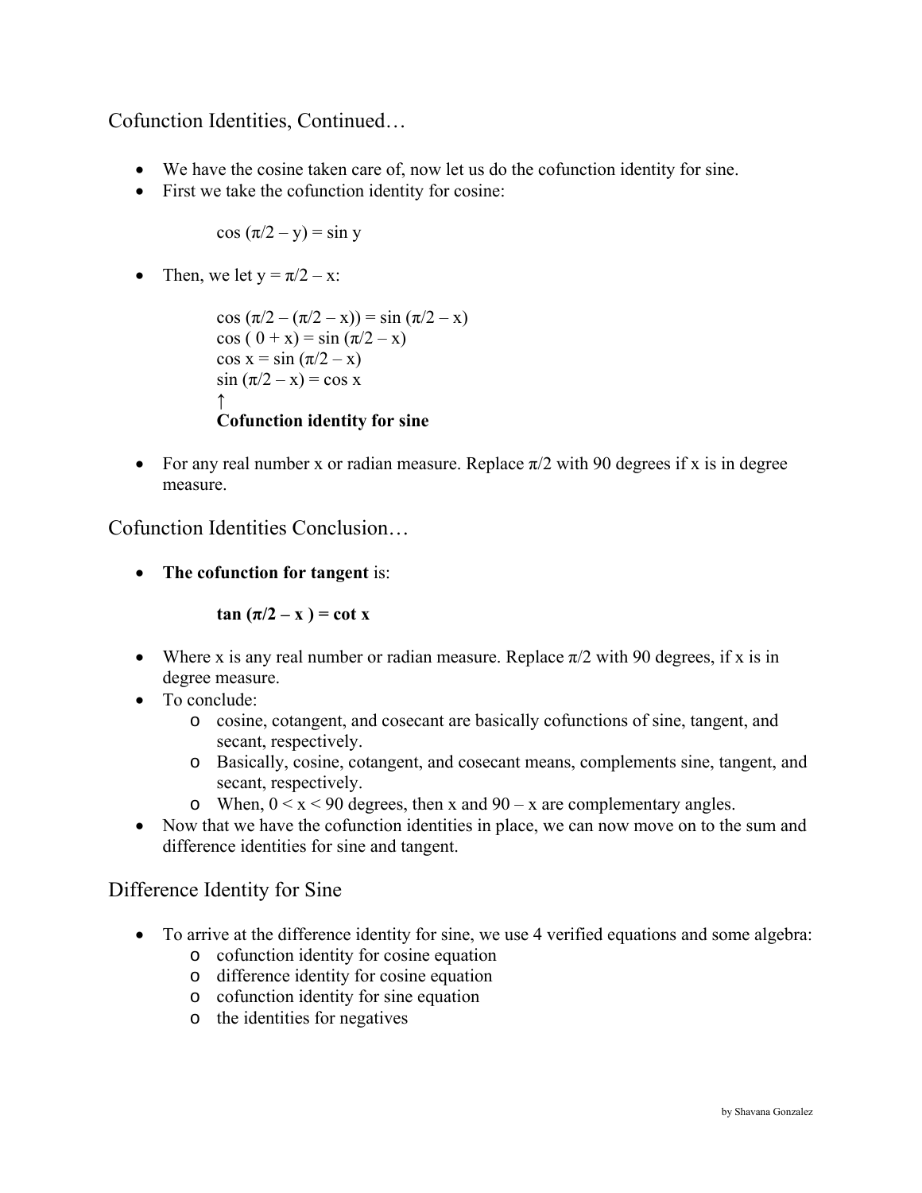## Cofunction Identities, Continued…

- We have the cosine taken care of, now let us do the cofunction identity for sine.
- First we take the cofunction identity for cosine:

$$\cos(\pi/2 - y) = \sin y$$

- Then, we let $y = \pi/2 - x$:

$$\cos(\pi/2 - (\pi/2 - x)) = \sin(\pi/2 - x)$$
$$\cos(0 + x) = \sin(\pi/2 - x)$$
$$\cos x = \sin(\pi/2 - x)$$
$$\sin(\pi/2 - x) = \cos x$$

↑
**Cofunction identity for sine**

- For any real number x or radian measure. Replace $\pi/2$ with 90 degrees if x is in degree measure.

## Cofunction Identities Conclusion…

- **The cofunction for tangent** is:

$$\mathbf{\tan(\pi/2 - x) = \cot x}$$

- Where x is any real number or radian measure. Replace $\pi/2$ with 90 degrees, if x is in degree measure.
- To conclude:
  - cosine, cotangent, and cosecant are basically cofunctions of sine, tangent, and secant, respectively.
  - Basically, cosine, cotangent, and cosecant means, complements sine, tangent, and secant, respectively.
  - When, $0 < x < 90$ degrees, then $x$ and $90 - x$ are complementary angles.
- Now that we have the cofunction identities in place, we can now move on to the sum and difference identities for sine and tangent.

## Difference Identity for Sine

- To arrive at the difference identity for sine, we use 4 verified equations and some algebra:
  - cofunction identity for cosine equation
  - difference identity for cosine equation
  - cofunction identity for sine equation
  - the identities for negatives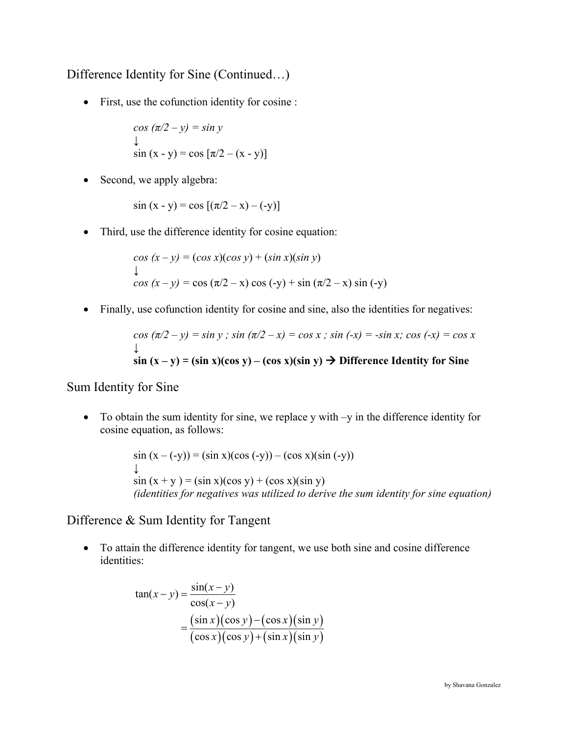## Difference Identity for Sine (Continued…)

- First, use the cofunction identity for cosine :

  $\cos(\pi/2 - y) = \sin y$
  
  ↓
  
  $\sin(x - y) = \cos[\pi/2 - (x - y)]$

- Second, we apply algebra:

  $\sin(x - y) = \cos[(\pi/2 - x) - (-y)]$

- Third, use the difference identity for cosine equation:

  $\cos(x - y) = (\cos x)(\cos y) + (\sin x)(\sin y)$
  
  ↓
  
  $\cos(x - y) = \cos(\pi/2 - x)\cos(-y) + \sin(\pi/2 - x)\sin(-y)$

- Finally, use cofunction identity for cosine and sine, also the identities for negatives:

  $\cos(\pi/2 - y) = \sin y$ ; $\sin(\pi/2 - x) = \cos x$ ; $\sin(-x) = -\sin x$; $\cos(-x) = \cos x$
  
  ↓
  
  **$\sin(x - y) = (\sin x)(\cos y) - (\cos x)(\sin y)$ → Difference Identity for Sine**

## Sum Identity for Sine

- To obtain the sum identity for sine, we replace y with –y in the difference identity for cosine equation, as follows:

  $\sin(x - (-y)) = (\sin x)(\cos(-y)) - (\cos x)(\sin(-y))$
  
  ↓
  
  $\sin(x + y) = (\sin x)(\cos y) + (\cos x)(\sin y)$
  
  *(identities for negatives was utilized to derive the sum identity for sine equation)*

## Difference & Sum Identity for Tangent

- To attain the difference identity for tangent, we use both sine and cosine difference identities:

$$\tan(x - y) = \frac{\sin(x - y)}{\cos(x - y)}$$

$$= \frac{(\sin x)(\cos y) - (\cos x)(\sin y)}{(\cos x)(\cos y) + (\sin x)(\sin y)}$$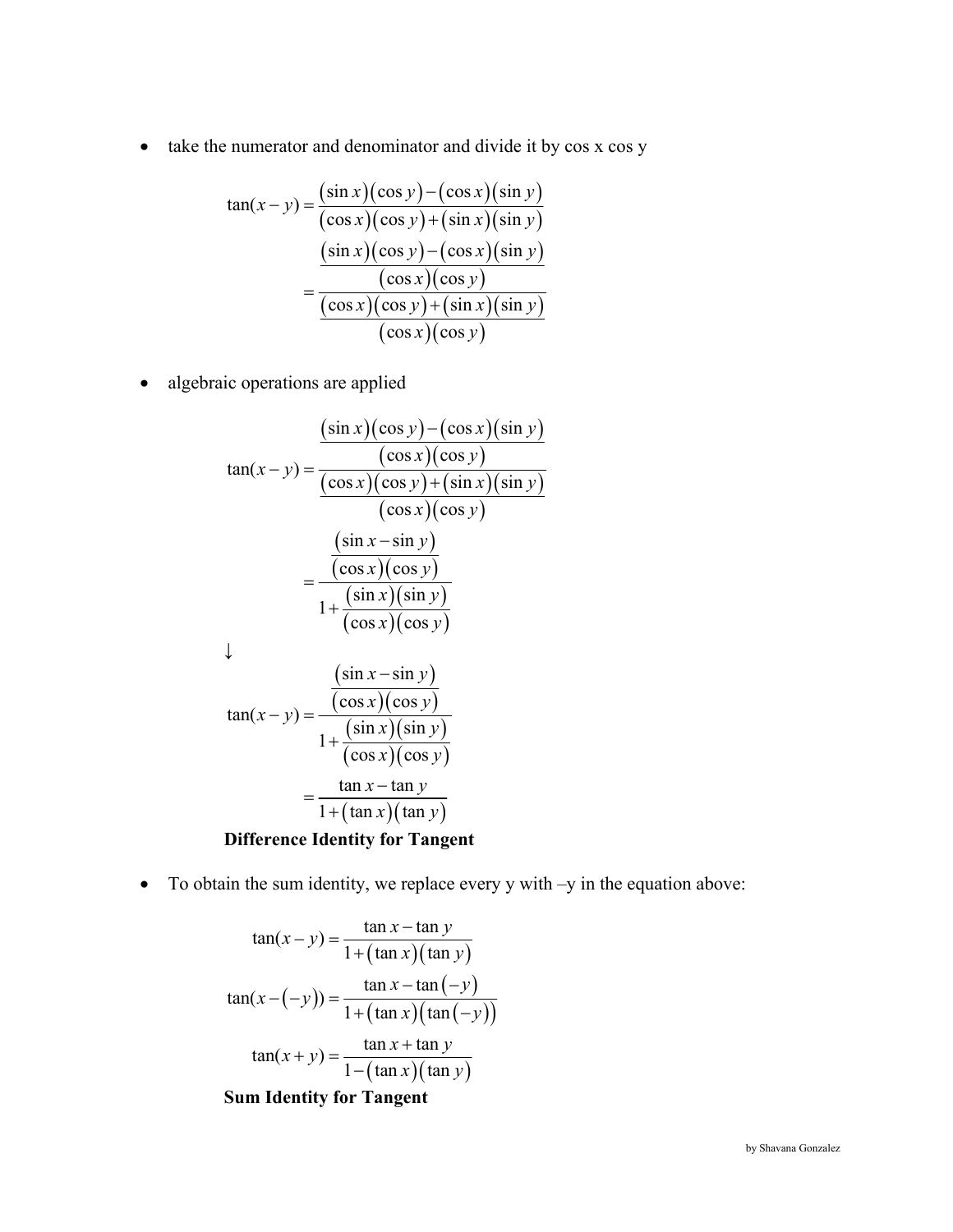- take the numerator and denominator and divide it by cos x cos y

$$\tan(x-y) = \frac{(\sin x)(\cos y)-(\cos x)(\sin y)}{(\cos x)(\cos y)+(\sin x)(\sin y)}$$

$$= \frac{\dfrac{(\sin x)(\cos y)-(\cos x)(\sin y)}{(\cos x)(\cos y)}}{\dfrac{(\cos x)(\cos y)+(\sin x)(\sin y)}{(\cos x)(\cos y)}}$$

- algebraic operations are applied

$$\tan(x-y) = \frac{\dfrac{(\sin x)(\cos y)-(\cos x)(\sin y)}{(\cos x)(\cos y)}}{\dfrac{(\cos x)(\cos y)+(\sin x)(\sin y)}{(\cos x)(\cos y)}}$$

$$= \frac{\dfrac{(\sin x-\sin y)}{(\cos x)(\cos y)}}{1+\dfrac{(\sin x)(\sin y)}{(\cos x)(\cos y)}}$$

↓

$$\tan(x-y) = \frac{\dfrac{(\sin x-\sin y)}{(\cos x)(\cos y)}}{1+\dfrac{(\sin x)(\sin y)}{(\cos x)(\cos y)}}$$

$$= \frac{\tan x-\tan y}{1+(\tan x)(\tan y)}$$

**Difference Identity for Tangent**

- To obtain the sum identity, we replace every y with –y in the equation above:

$$\tan(x-y) = \frac{\tan x-\tan y}{1+(\tan x)(\tan y)}$$

$$\tan(x-(-y)) = \frac{\tan x-\tan(-y)}{1+(\tan x)(\tan(-y))}$$

$$\tan(x+y) = \frac{\tan x+\tan y}{1-(\tan x)(\tan y)}$$

**Sum Identity for Tangent**

by Shavana Gonzalez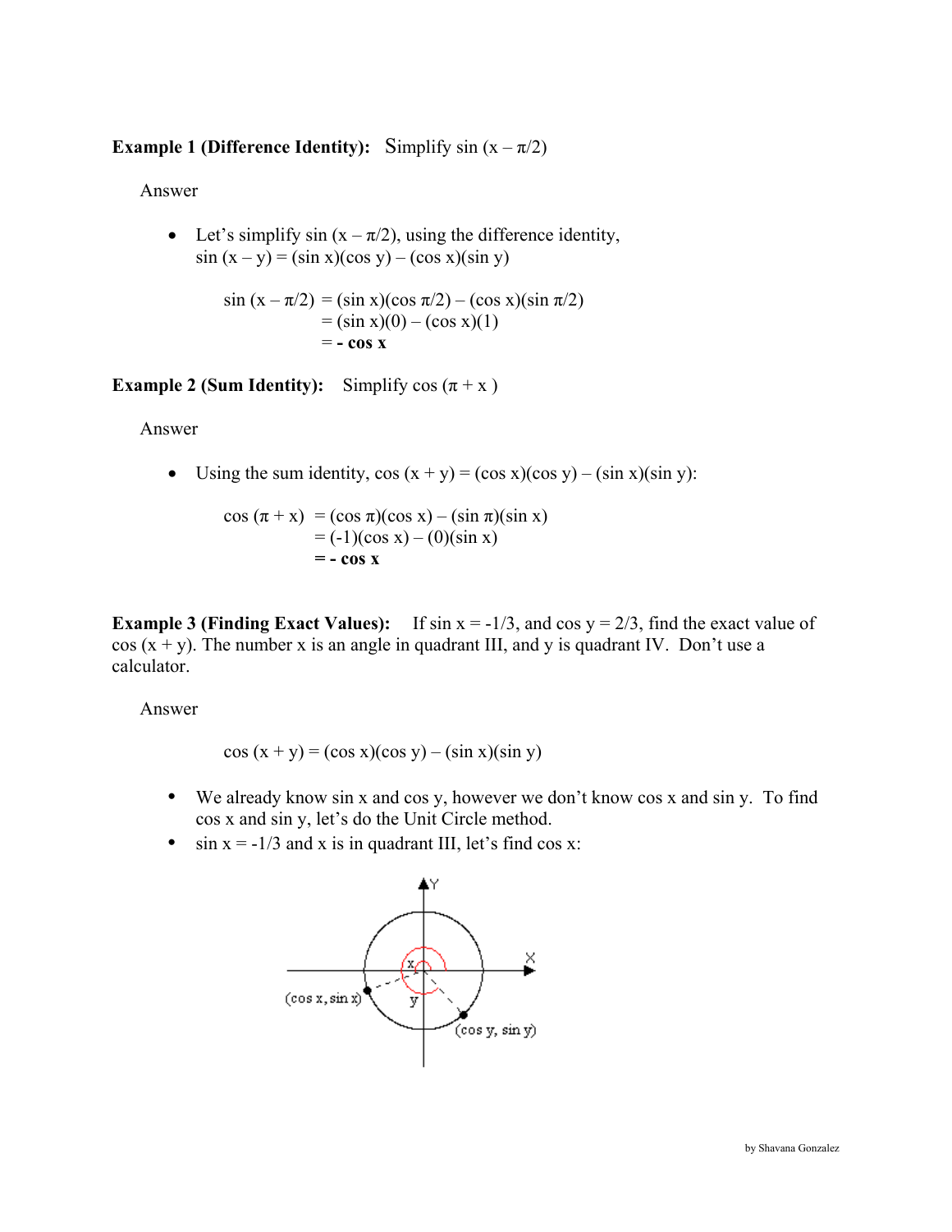**Example 1 (Difference Identity):** Simplify $\sin(x - \pi/2)$

Answer

- Let's simplify $\sin(x - \pi/2)$, using the difference identity,
  $\sin(x - y) = (\sin x)(\cos y) - (\cos x)(\sin y)$

$$\begin{aligned} \sin(x - \pi/2) &= (\sin x)(\cos \pi/2) - (\cos x)(\sin \pi/2) \\ &= (\sin x)(0) - (\cos x)(1) \\ &= \mathbf{-\cos x} \end{aligned}$$

**Example 2 (Sum Identity):** Simplify $\cos(\pi + x)$

Answer

- Using the sum identity, $\cos(x + y) = (\cos x)(\cos y) - (\sin x)(\sin y)$:

$$\begin{aligned} \cos(\pi + x) &= (\cos \pi)(\cos x) - (\sin \pi)(\sin x) \\ &= (-1)(\cos x) - (0)(\sin x) \\ &= \mathbf{-\cos x} \end{aligned}$$

**Example 3 (Finding Exact Values):** If $\sin x = -1/3$, and $\cos y = 2/3$, find the exact value of $\cos(x + y)$. The number x is an angle in quadrant III, and y is quadrant IV. Don't use a calculator.

Answer

$$\cos(x + y) = (\cos x)(\cos y) - (\sin x)(\sin y)$$

- We already know sin x and cos y, however we don't know cos x and sin y. To find cos x and sin y, let's do the Unit Circle method.
- $\sin x = -1/3$ and x is in quadrant III, let's find cos x: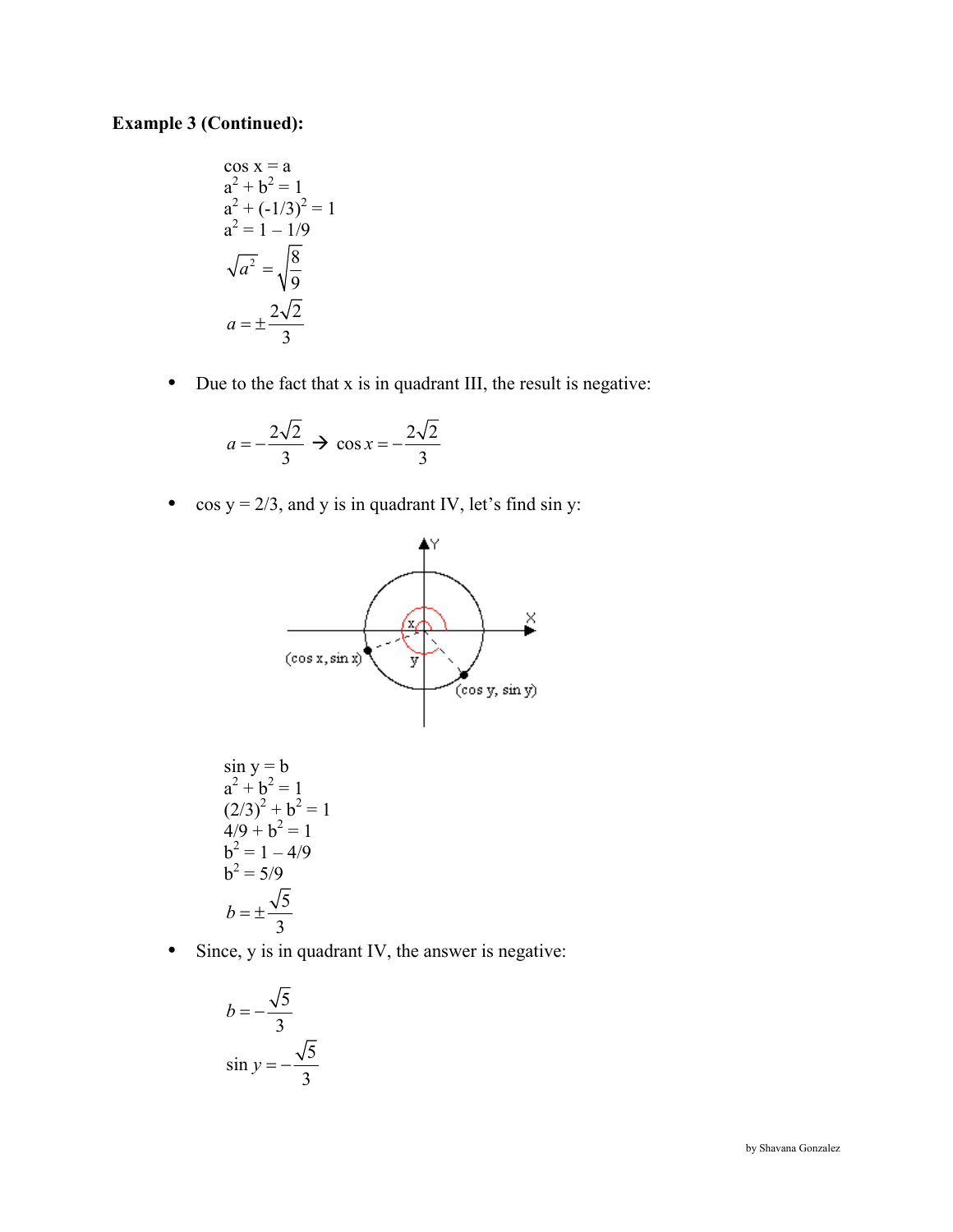**Example 3 (Continued):**

$\cos x = a$
$a^2 + b^2 = 1$
$a^2 + (-1/3)^2 = 1$
$a^2 = 1 - 1/9$

$$\sqrt{a^2} = \sqrt{\frac{8}{9}}$$

$$a = \pm\frac{2\sqrt{2}}{3}$$

- Due to the fact that x is in quadrant III, the result is negative:

$$a = -\frac{2\sqrt{2}}{3} \rightarrow \cos x = -\frac{2\sqrt{2}}{3}$$

- cos y = 2/3, and y is in quadrant IV, let's find sin y:

$\sin y = b$
$a^2 + b^2 = 1$
$(2/3)^2 + b^2 = 1$
$4/9 + b^2 = 1$
$b^2 = 1 - 4/9$
$b^2 = 5/9$

$$b = \pm\frac{\sqrt{5}}{3}$$

- Since, y is in quadrant IV, the answer is negative:

$$b = -\frac{\sqrt{5}}{3}$$

$$\sin y = -\frac{\sqrt{5}}{3}$$

by Shavana Gonzalez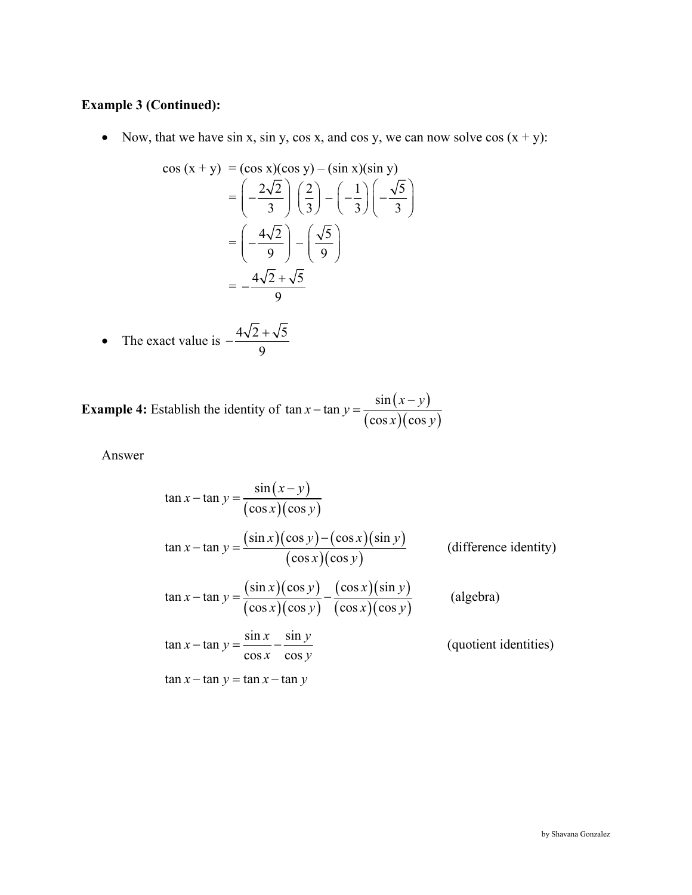**Example 3 (Continued):**

- Now, that we have sin x, sin y, cos x, and cos y, we can now solve cos (x + y):

$$
\begin{aligned}
\cos(x + y) &= (\cos x)(\cos y) - (\sin x)(\sin y) \\
&= \left(-\frac{2\sqrt{2}}{3}\right)\left(\frac{2}{3}\right) - \left(-\frac{1}{3}\right)\left(-\frac{\sqrt{5}}{3}\right) \\
&= \left(-\frac{4\sqrt{2}}{9}\right) - \left(\frac{\sqrt{5}}{9}\right) \\
&= -\frac{4\sqrt{2}+\sqrt{5}}{9}
\end{aligned}
$$

- The exact value is $-\frac{4\sqrt{2}+\sqrt{5}}{9}$

**Example 4:** Establish the identity of $\tan x - \tan y = \frac{\sin(x-y)}{(\cos x)(\cos y)}$

Answer

$$\tan x - \tan y = \frac{\sin(x-y)}{(\cos x)(\cos y)}$$

$$\tan x - \tan y = \frac{(\sin x)(\cos y) - (\cos x)(\sin y)}{(\cos x)(\cos y)} \qquad \text{(difference identity)}$$

$$\tan x - \tan y = \frac{(\sin x)(\cos y)}{(\cos x)(\cos y)} - \frac{(\cos x)(\sin y)}{(\cos x)(\cos y)} \qquad \text{(algebra)}$$

$$\tan x - \tan y = \frac{\sin x}{\cos x} - \frac{\sin y}{\cos y} \qquad \text{(quotient identities)}$$

$$\tan x - \tan y = \tan x - \tan y$$

by Shavana Gonzalez